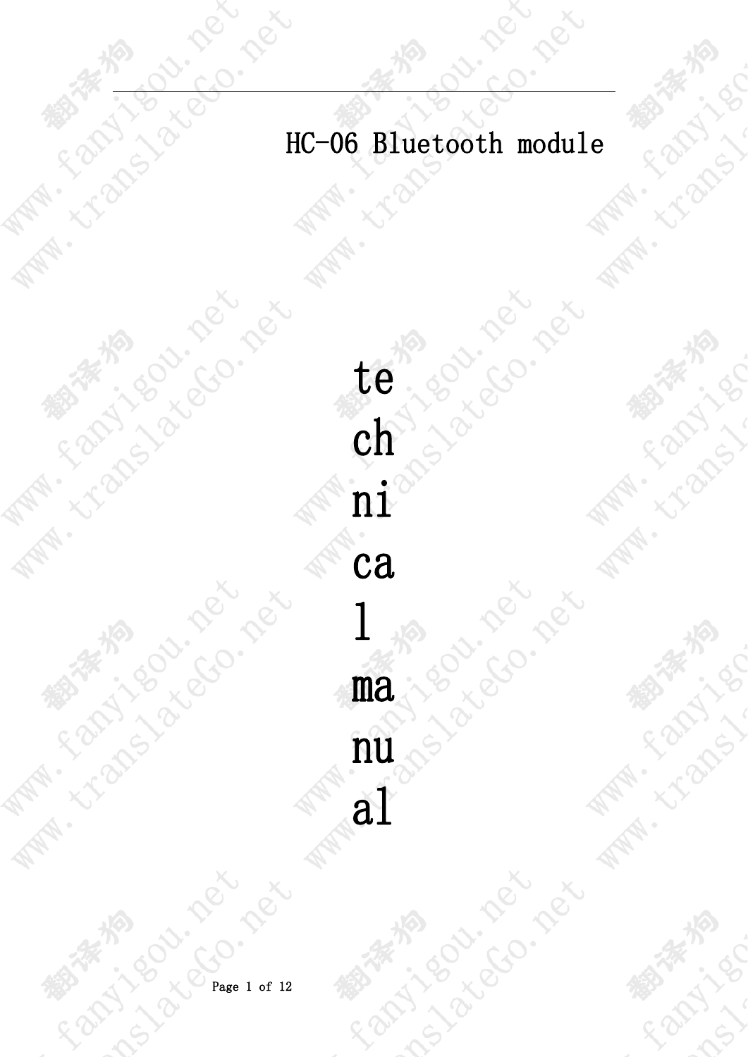# HC-06 Bluetooth module

## technical manual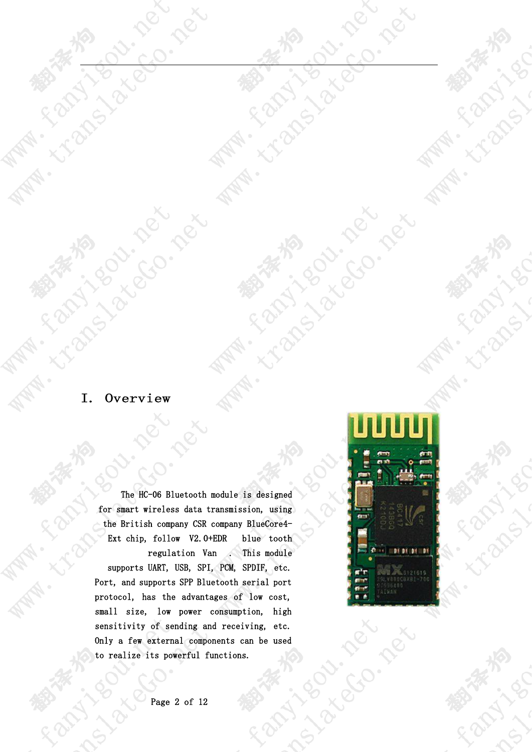# I. Overview

The HC-06 Bluetooth module is designed for smart wireless data transmission, using the British company CSR company BlueCore4-Ext chip, follow V2.0+EDR blue tooth regulation Van . This module supports UART, USB, SPI, PCM, SPDIF, etc. Port, and supports SPP Bluetooth serial port protocol, has the advantages of low cost, small size, low power consumption, high sensitivity of sending and receiving, etc. Only a few external components can be used to realize its powerful functions.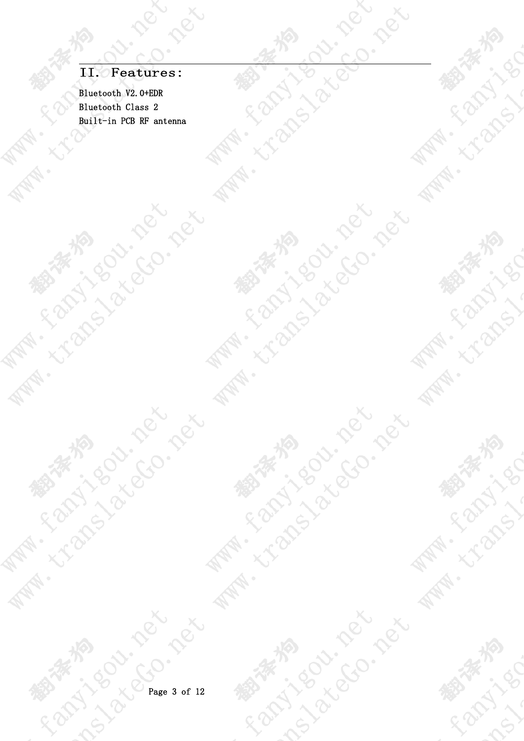## II. Features:

Bluetooth V2.0+EDR
Bluetooth Class 2
Built-in PCB RF antenna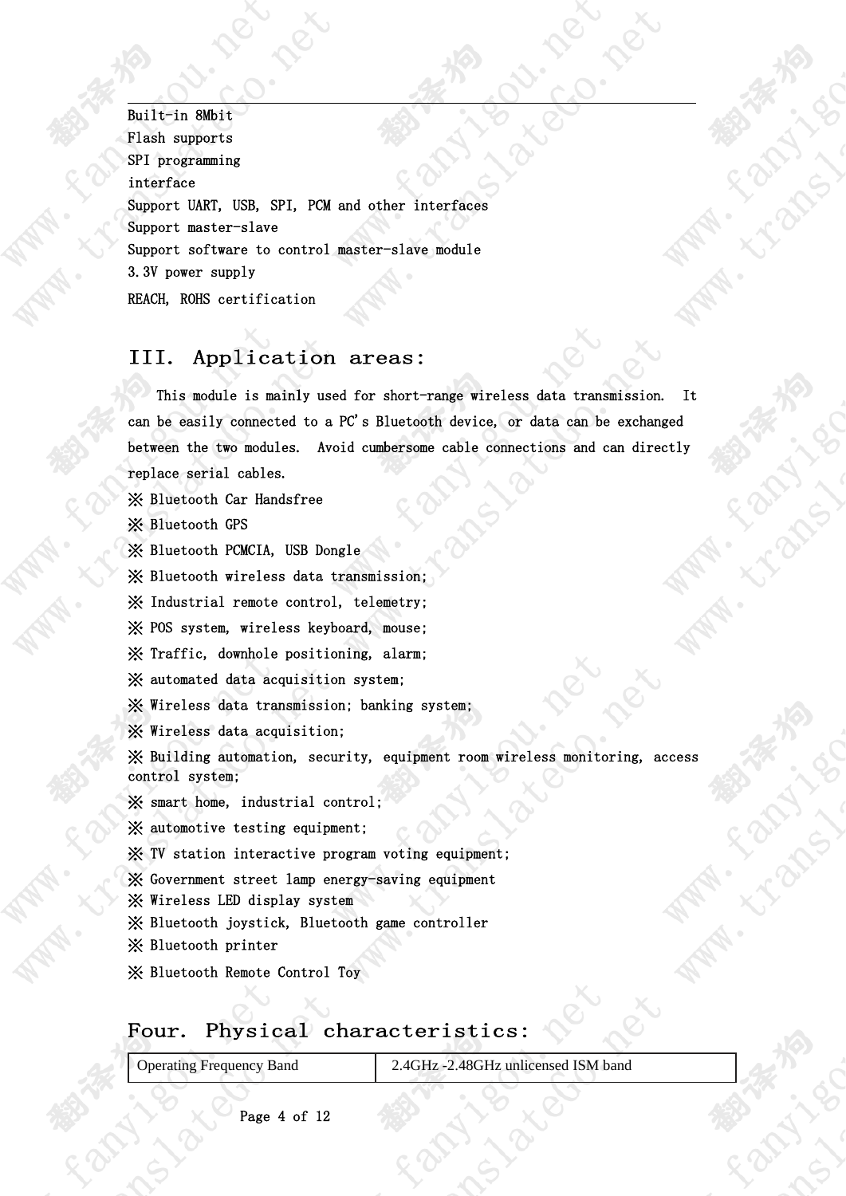Built-in 8Mbit
Flash supports
SPI programming
interface
Support UART, USB, SPI, PCM and other interfaces
Support master-slave
Support software to control master-slave module
3.3V power supply
REACH, ROHS certification

## III. Application areas:

This module is mainly used for short-range wireless data transmission. It can be easily connected to a PC's Bluetooth device, or data can be exchanged between the two modules. Avoid cumbersome cable connections and can directly replace serial cables.

※ Bluetooth Car Handsfree
※ Bluetooth GPS
※ Bluetooth PCMCIA, USB Dongle
※ Bluetooth wireless data transmission;
※ Industrial remote control, telemetry;
※ POS system, wireless keyboard, mouse;
※ Traffic, downhole positioning, alarm;
※ automated data acquisition system;
※ Wireless data transmission; banking system;
※ Wireless data acquisition;
※ Building automation, security, equipment room wireless monitoring, access control system;
※ smart home, industrial control;
※ automotive testing equipment;
※ TV station interactive program voting equipment;
※ Government street lamp energy-saving equipment
※ Wireless LED display system
※ Bluetooth joystick, Bluetooth game controller
※ Bluetooth printer
※ Bluetooth Remote Control Toy

## Four. Physical characteristics:

| Operating Frequency Band | 2.4GHz -2.48GHz unlicensed ISM band |
|---|---|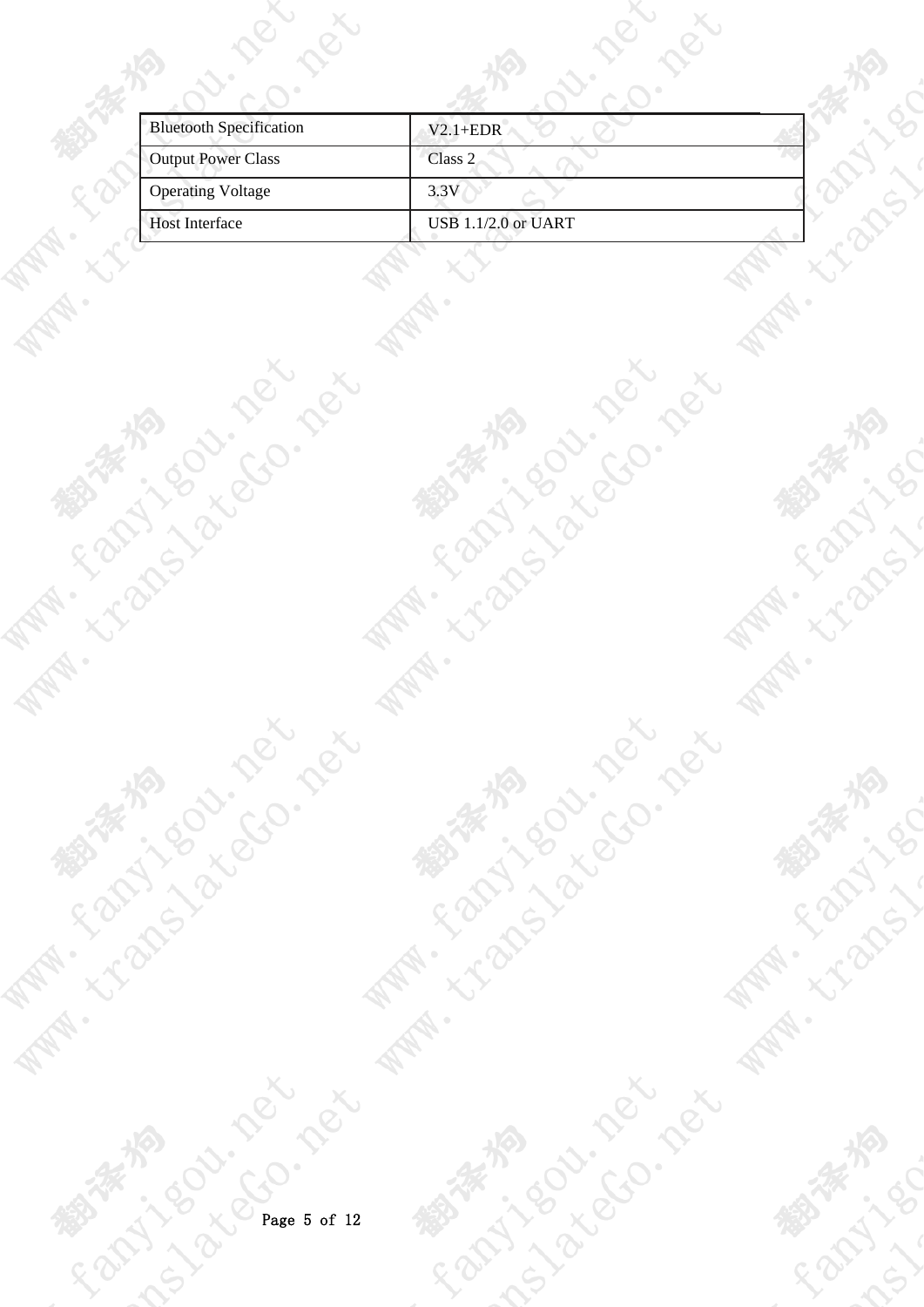| Bluetooth Specification | V2.1+EDR |
|---|---|
| Output Power Class | Class 2 |
| Operating Voltage | 3.3V |
| Host Interface | USB 1.1/2.0 or UART |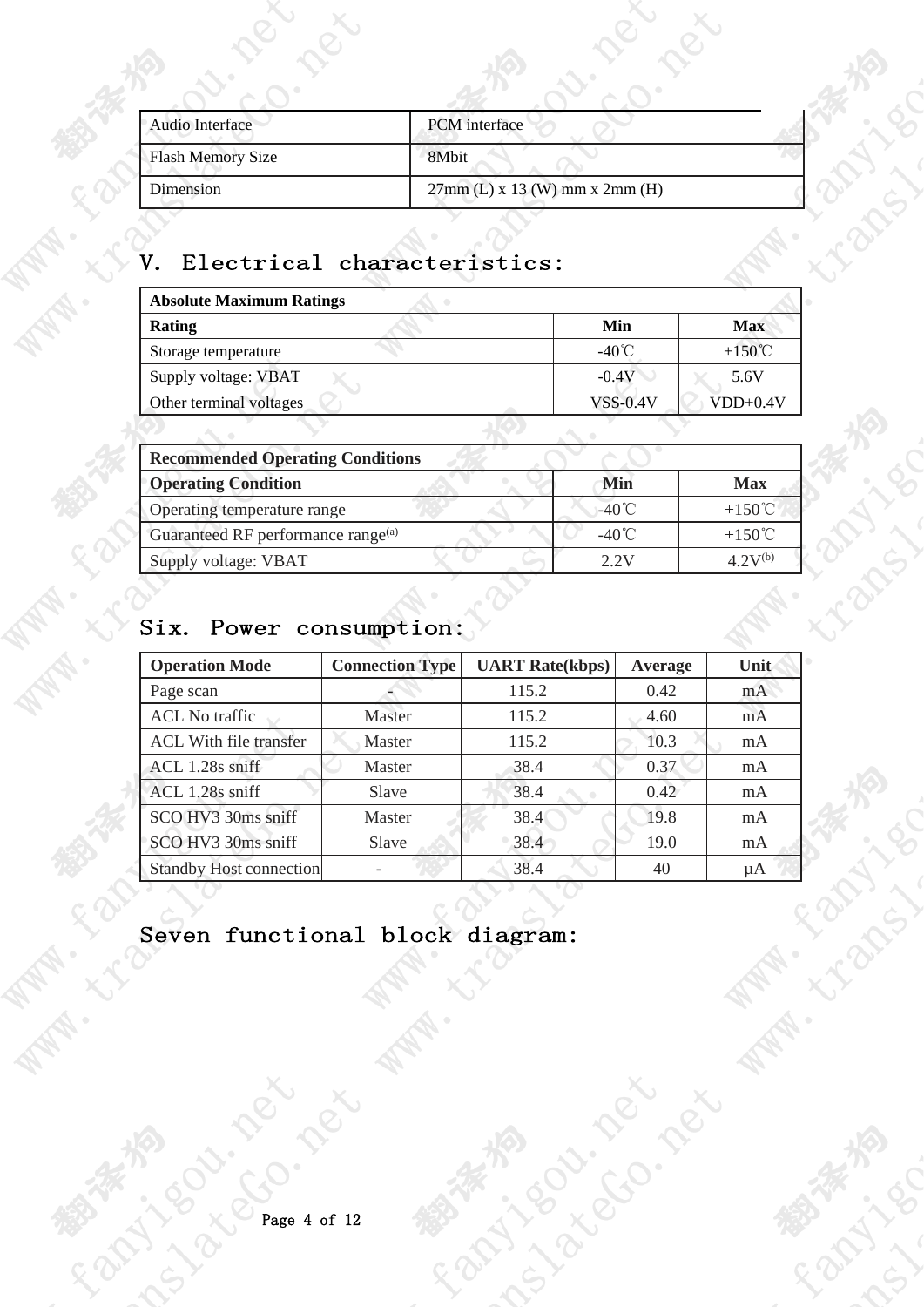| Audio Interface | PCM interface |
|---|---|
| Flash Memory Size | 8Mbit |
| Dimension | 27mm (L) x 13 (W) mm x 2mm (H) |

## V. Electrical characteristics:

| **Absolute Maximum Ratings** | | |
|---|---|---|
| **Rating** | **Min** | **Max** |
| Storage temperature | -40℃ | +150℃ |
| Supply voltage: VBAT | -0.4V | 5.6V |
| Other terminal voltages | VSS-0.4V | VDD+0.4V |

| **Recommended Operating Conditions** | | |
|---|---|---|
| **Operating Condition** | **Min** | **Max** |
| Operating temperature range | -40℃ | +150℃ |
| Guaranteed RF performance range[(a)] | -40℃ | +150℃ |
| Supply voltage: VBAT | 2.2V | 4.2V[(b)] |

## Six. Power consumption:

| Operation Mode | Connection Type | UART Rate(kbps) | Average | Unit |
|---|---|---|---|---|
| Page scan | - | 115.2 | 0.42 | mA |
| ACL No traffic | Master | 115.2 | 4.60 | mA |
| ACL With file transfer | Master | 115.2 | 10.3 | mA |
| ACL 1.28s sniff | Master | 38.4 | 0.37 | mA |
| ACL 1.28s sniff | Slave | 38.4 | 0.42 | mA |
| SCO HV3 30ms sniff | Master | 38.4 | 19.8 | mA |
| SCO HV3 30ms sniff | Slave | 38.4 | 19.0 | mA |
| Standby Host connection | - | 38.4 | 40 | μA |

## Seven functional block diagram: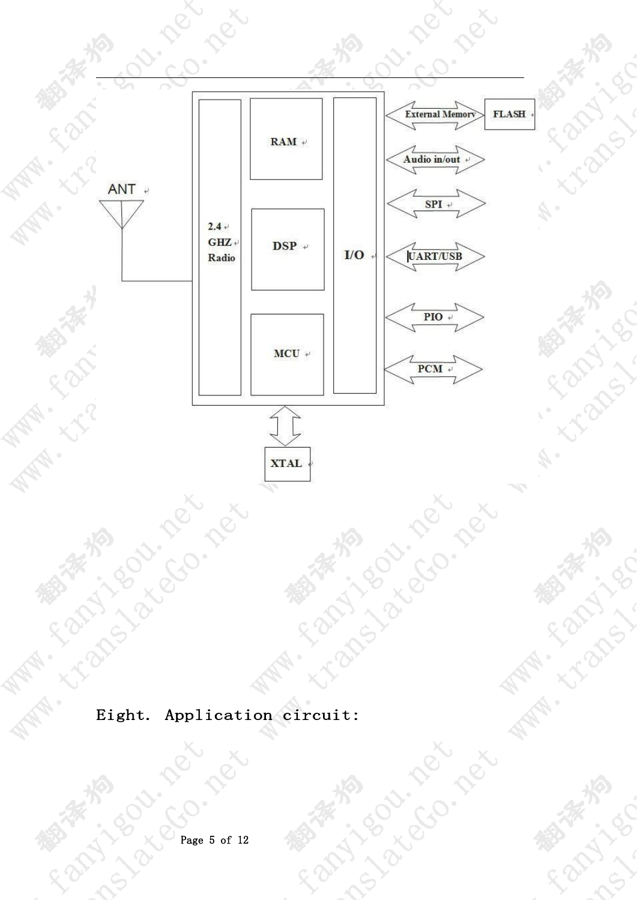ANT

2.4 GHZ Radio

RAM

DSP

MCU

I/O

External Memory

FLASH

Audio in/out

SPI

UART/USB

PIO

PCM

XTAL

## Eight. Application circuit: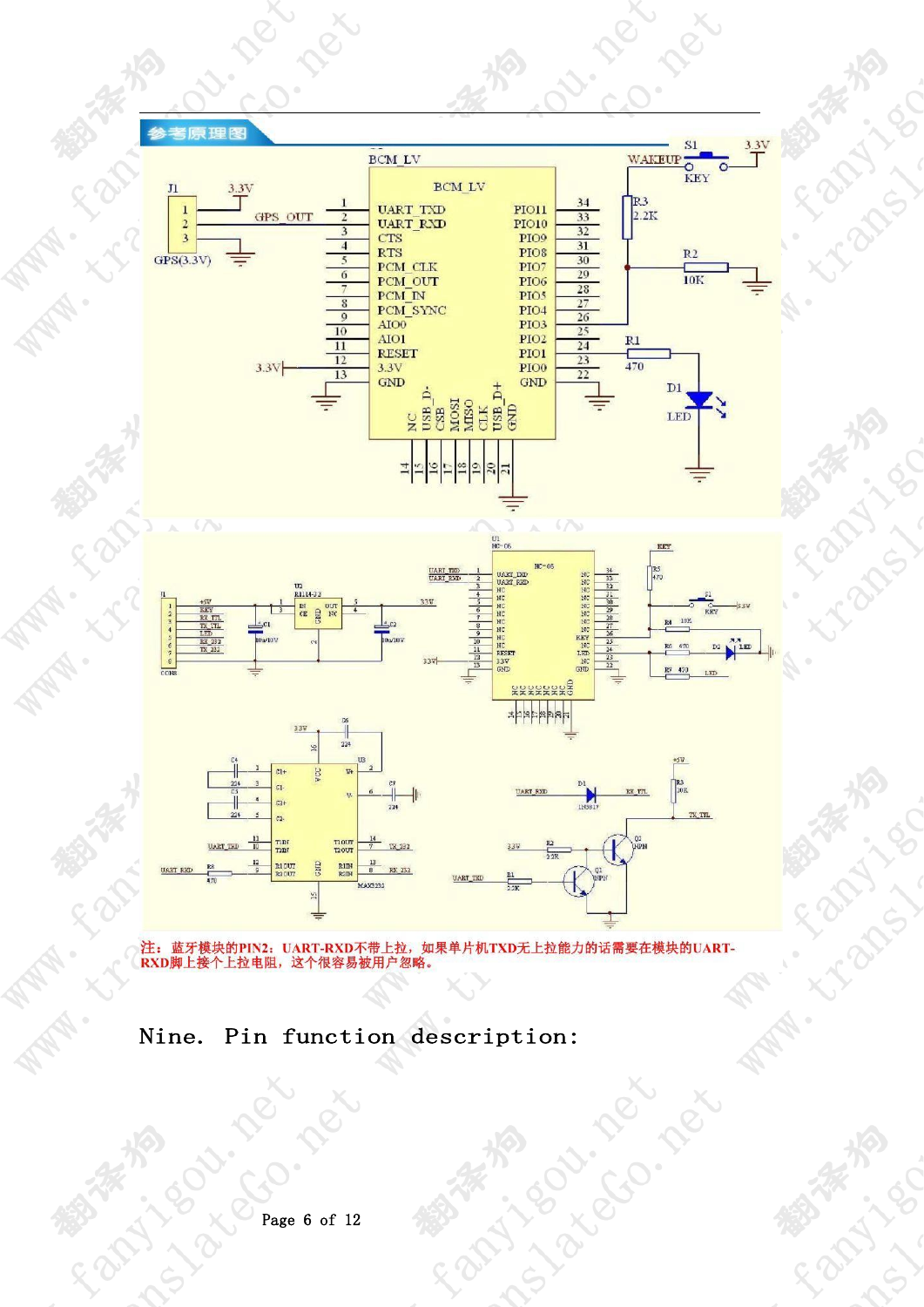参考原理图

注：蓝牙模块的PIN2：UART-RXD不带上拉，如果单片机TXD无上拉能力的话需要在模块的UART-RXD脚上接个上拉电阻，这个很容易被用户忽略。

# Nine. Pin function description: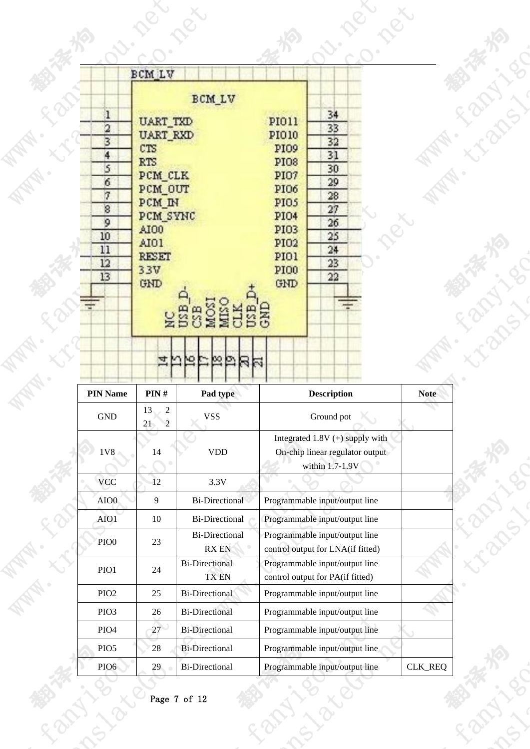| PIN Name | PIN # | Pad type | Description | Note |
|---|---|---|---|---|
| GND | 13 2 21 2 | VSS | Ground pot | |
| 1V8 | 14 | VDD | Integrated 1.8V (+) supply with On-chip linear regulator output within 1.7-1.9V | |
| VCC | 12 | 3.3V | | |
| AIO0 | 9 | Bi-Directional | Programmable input/output line | |
| AIO1 | 10 | Bi-Directional | Programmable input/output line | |
| PIO0 | 23 | Bi-Directional RX EN | Programmable input/output line control output for LNA(if fitted) | |
| PIO1 | 24 | Bi-Directional TX EN | Programmable input/output line control output for PA(if fitted) | |
| PIO2 | 25 | Bi-Directional | Programmable input/output line | |
| PIO3 | 26 | Bi-Directional | Programmable input/output line | |
| PIO4 | 27 | Bi-Directional | Programmable input/output line | |
| PIO5 | 28 | Bi-Directional | Programmable input/output line | |
| PIO6 | 29 | Bi-Directional | Programmable input/output line | CLK_REQ |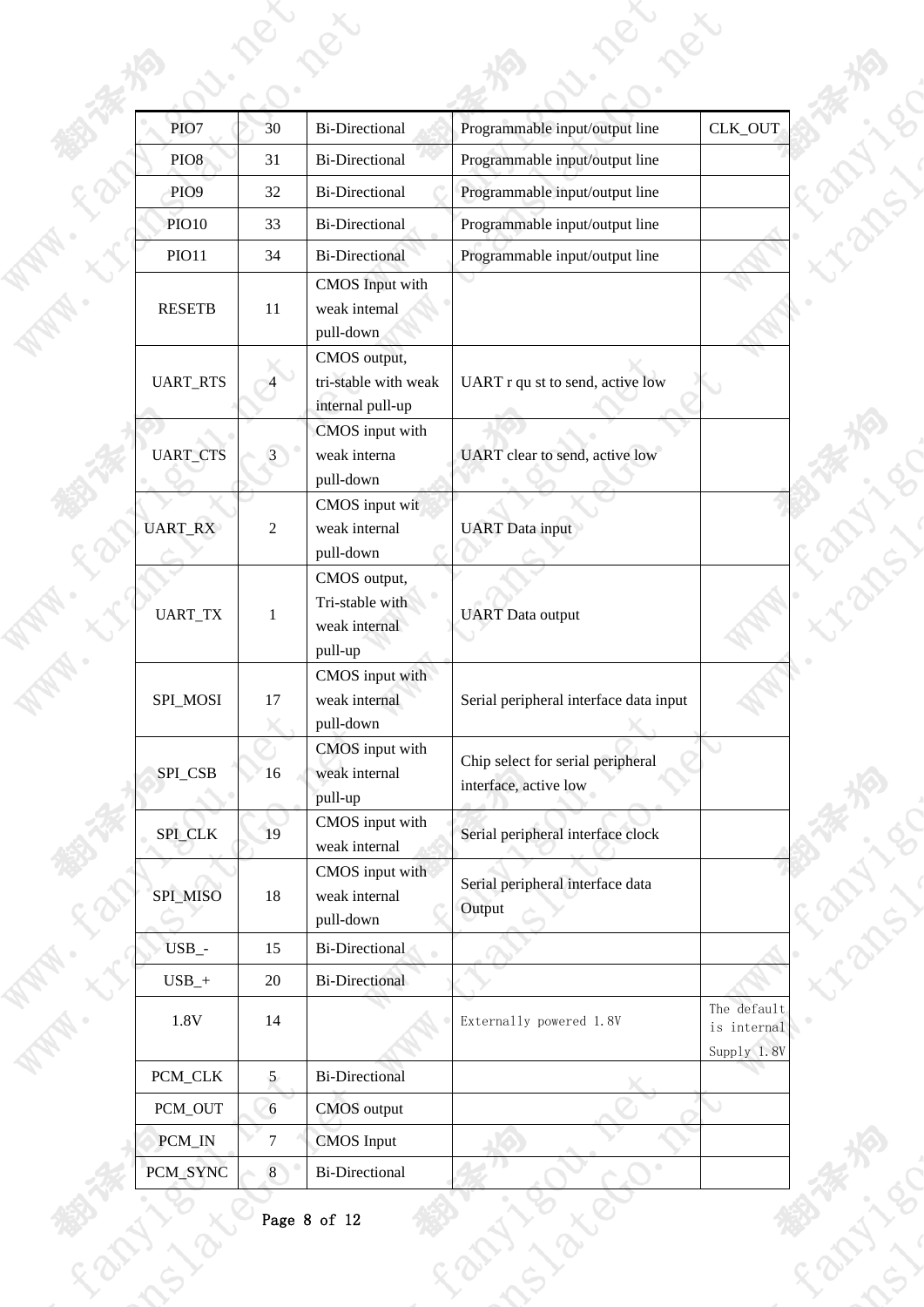| PIO7 | 30 | Bi-Directional | Programmable input/output line | CLK_OUT |
|---|---|---|---|---|
| PIO8 | 31 | Bi-Directional | Programmable input/output line | |
| PIO9 | 32 | Bi-Directional | Programmable input/output line | |
| PIO10 | 33 | Bi-Directional | Programmable input/output line | |
| PIO11 | 34 | Bi-Directional | Programmable input/output line | |
| RESETB | 11 | CMOS Input with weak intemal pull-down | | |
| UART_RTS | 4 | CMOS output, tri-stable with weak internal pull-up | UART r qu st to send, active low | |
| UART_CTS | 3 | CMOS input with weak interna pull-down | UART clear to send, active low | |
| UART_RX | 2 | CMOS input wit weak internal pull-down | UART Data input | |
| UART_TX | 1 | CMOS output, Tri-stable with weak internal pull-up | UART Data output | |
| SPI_MOSI | 17 | CMOS input with weak internal pull-down | Serial peripheral interface data input | |
| SPI_CSB | 16 | CMOS input with weak internal pull-up | Chip select for serial peripheral interface, active low | |
| SPI_CLK | 19 | CMOS input with weak internal | Serial peripheral interface clock | |
| SPI_MISO | 18 | CMOS input with weak internal pull-down | Serial peripheral interface data Output | |
| USB_- | 15 | Bi-Directional | | |
| USB_+ | 20 | Bi-Directional | | |
| 1.8V | 14 | | Externally powered 1.8V | The default is internal Supply 1.8V |
| PCM_CLK | 5 | Bi-Directional | | |
| PCM_OUT | 6 | CMOS output | | |
| PCM_IN | 7 | CMOS Input | | |
| PCM_SYNC | 8 | Bi-Directional | | |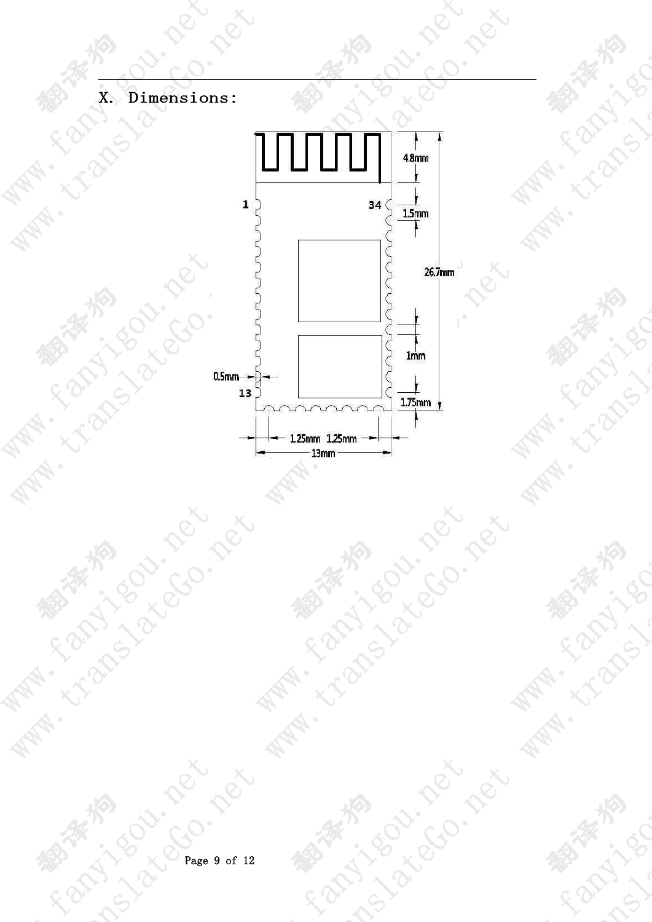# X. Dimensions:

4.8mm

1

34

1.5mm

26.7mm

1mm

0.5mm

13

1.75mm

1.25mm 1.25mm

13mm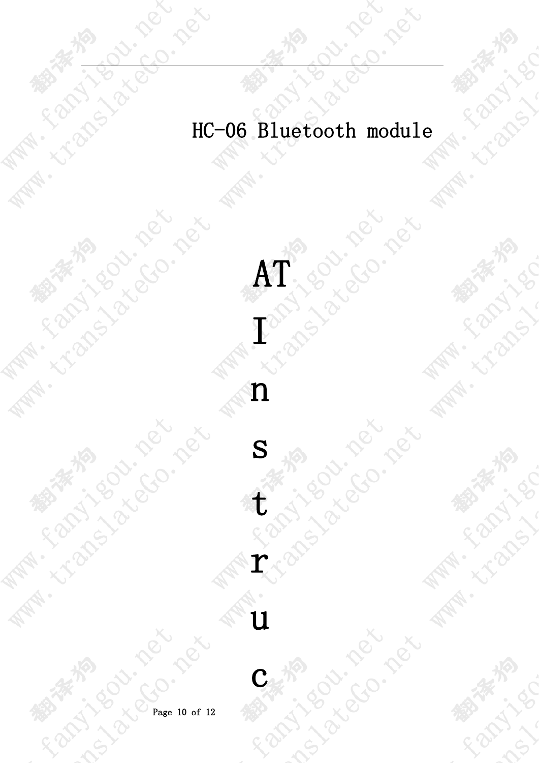HC-06 Bluetooth module

AT

I

n

s

t

r

u

c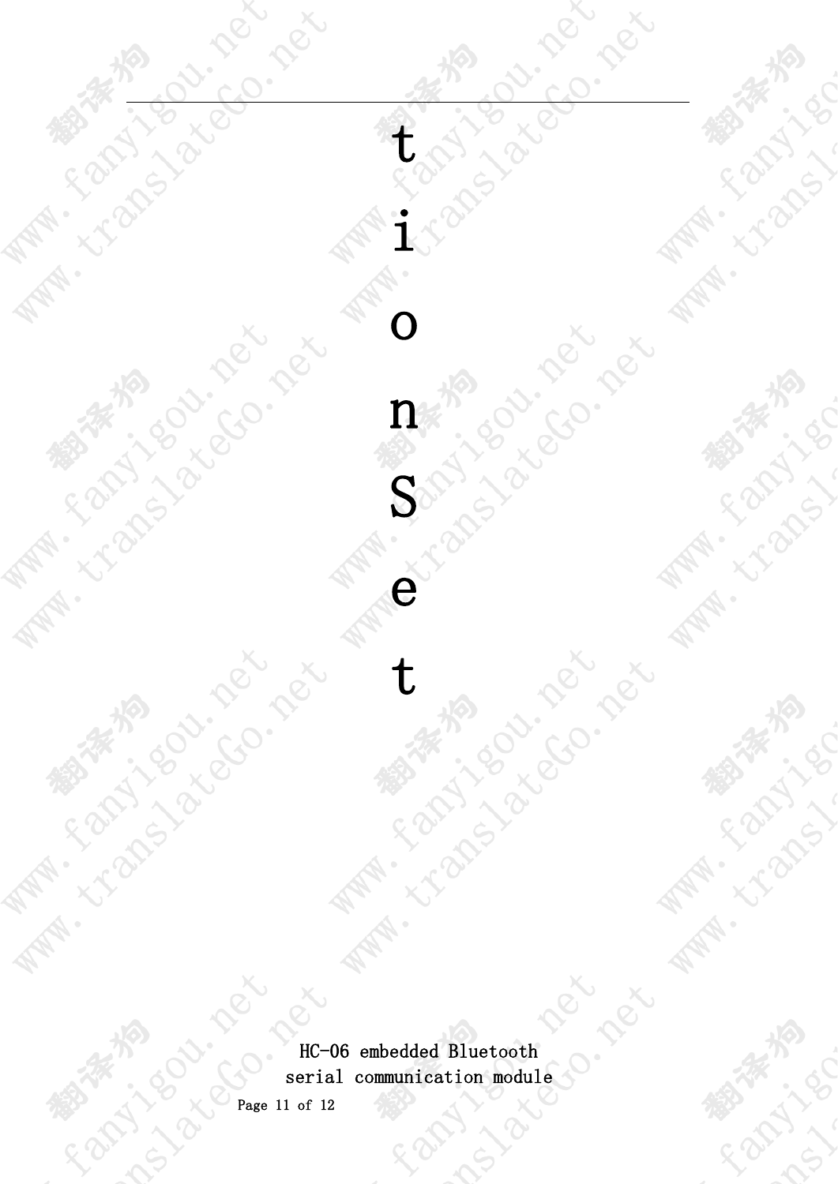t

i

o

n

S

e

t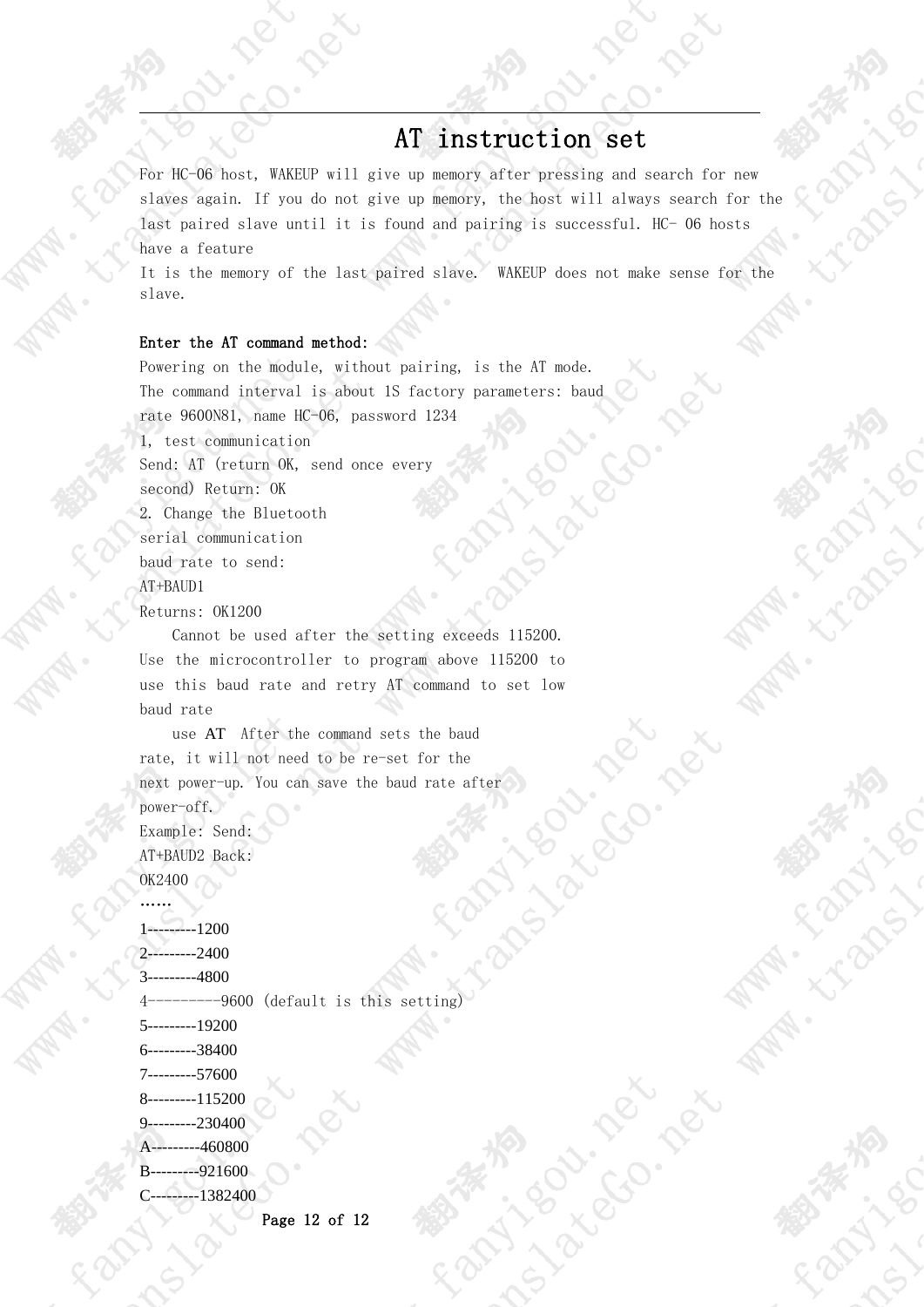# AT instruction set

For HC-06 host, WAKEUP will give up memory after pressing and search for new slaves again. If you do not give up memory, the host will always search for the last paired slave until it is found and pairing is successful. HC- 06 hosts have a feature

It is the memory of the last paired slave. WAKEUP does not make sense for the slave.

**Enter the AT command method:**

Powering on the module, without pairing, is the AT mode.

The command interval is about 1S factory parameters: baud rate 9600N81, name HC-06, password 1234

1, test communication

Send: AT (return OK, send once every second) Return: OK

2. Change the Bluetooth serial communication baud rate to send:

AT+BAUD1

Returns: OK1200

Cannot be used after the setting exceeds 115200. Use the microcontroller to program above 115200 to use this baud rate and retry AT command to set low baud rate

use AT After the command sets the baud rate, it will not need to be re-set for the next power-up. You can save the baud rate after power-off.

Example: Send:

AT+BAUD2 Back:

OK2400

……

1---------1200

2---------2400

3---------4800

4---------9600 (default is this setting)

5---------19200

6---------38400

7---------57600

8---------115200

9---------230400

A---------460800

B---------921600

C---------1382400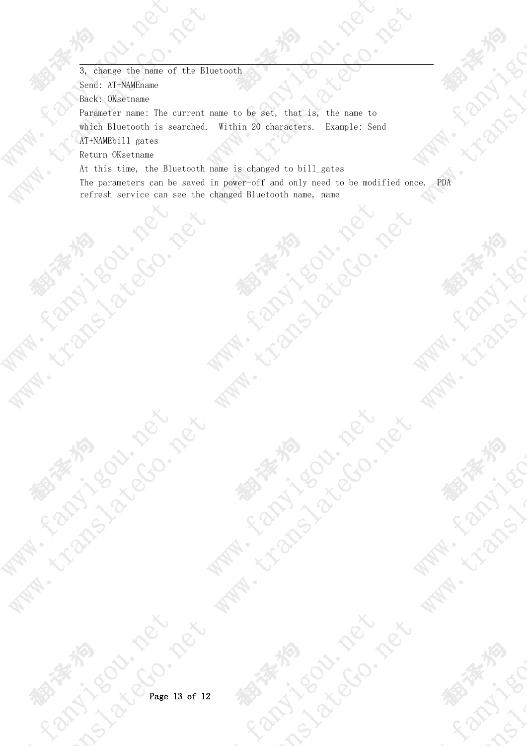3, change the name of the Bluetooth

Send: AT+NAMEname

Back: OKsetname

Parameter name: The current name to be set, that is, the name to which Bluetooth is searched. Within 20 characters. Example: Send AT+NAMEbill_gates

Return OKsetname

At this time, the Bluetooth name is changed to bill_gates

The parameters can be saved in power-off and only need to be modified once. PDA refresh service can see the changed Bluetooth name, name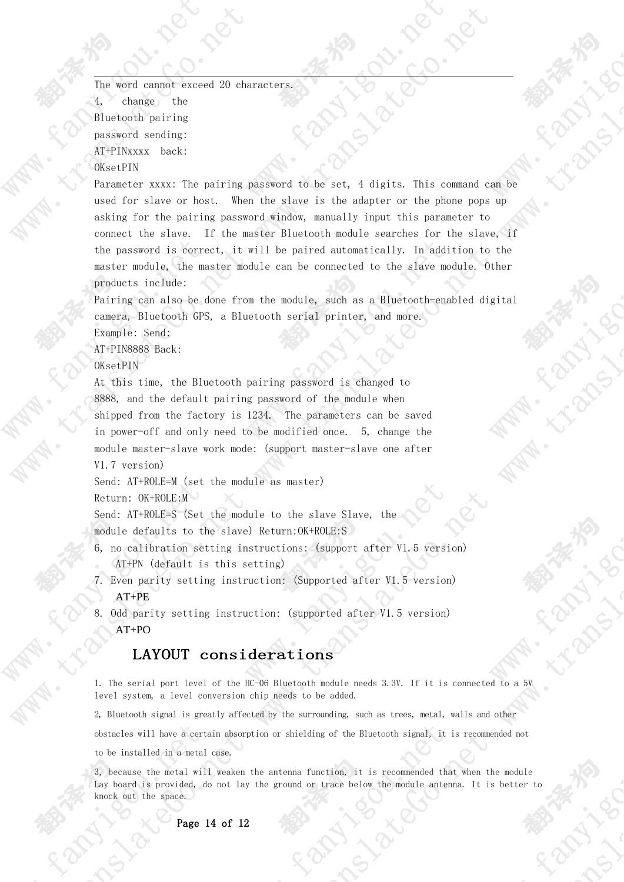The word cannot exceed 20 characters.

4, change the Bluetooth pairing password sending:

AT+PINxxxx back:

OKsetPIN

Parameter xxxx: The pairing password to be set, 4 digits. This command can be used for slave or host. When the slave is the adapter or the phone pops up asking for the pairing password window, manually input this parameter to connect the slave. If the master Bluetooth module searches for the slave, if the password is correct, it will be paired automatically. In addition to the master module, the master module can be connected to the slave module. Other products include:

Pairing can also be done from the module, such as a Bluetooth-enabled digital camera, Bluetooth GPS, a Bluetooth serial printer, and more.

Example: Send:

AT+PIN8888 Back:

OKsetPIN

At this time, the Bluetooth pairing password is changed to 8888, and the default pairing password of the module when shipped from the factory is 1234. The parameters can be saved in power-off and only need to be modified once. 5, change the module master-slave work mode: (support master-slave one after V1.7 version)

Send: AT+ROLE=M (set the module as master)

Return: OK+ROLE:M

Send: AT+ROLE=S (Set the module to the slave Slave, the module defaults to the slave) Return:OK+ROLE:S

6, no calibration setting instructions: (support after V1.5 version)
   AT+PN (default is this setting)

7. Even parity setting instruction: (Supported after V1.5 version)
   AT+PE

8. Odd parity setting instruction: (supported after V1.5 version)
   AT+PO

## LAYOUT considerations

1. The serial port level of the HC-06 Bluetooth module needs 3.3V. If it is connected to a 5V level system, a level conversion chip needs to be added.

2, Bluetooth signal is greatly affected by the surrounding, such as trees, metal, walls and other obstacles will have a certain absorption or shielding of the Bluetooth signal, it is recommended not to be installed in a metal case.

3, because the metal will weaken the antenna function, it is recommended that when the module Lay board is provided, do not lay the ground or trace below the module antenna. It is better to knock out the space.